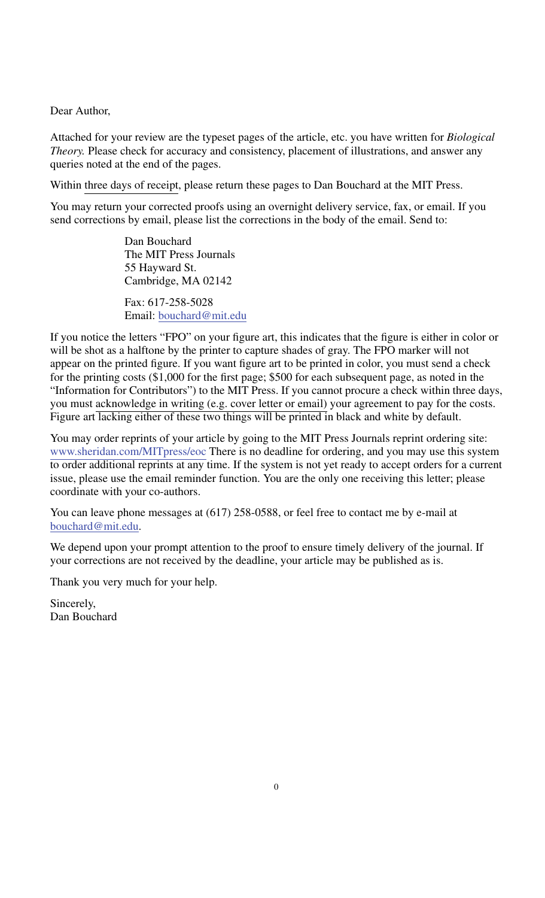Dear Author,

Attached for your review are the typeset pages of the article, etc. you have written for *Biological Theory.* Please check for accuracy and consistency, placement of illustrations, and answer any queries noted at the end of the pages.

Within three days of receipt, please return these pages to Dan Bouchard at the MIT Press.

You may return your corrected proofs using an overnight delivery service, fax, or email. If you send corrections by email, please list the corrections in the body of the email. Send to:

Dan Bouchard
The MIT Press Journals
55 Hayward St.
Cambridge, MA 02142

Fax: 617-258-5028
Email: bouchard@mit.edu

If you notice the letters "FPO" on your figure art, this indicates that the figure is either in color or will be shot as a halftone by the printer to capture shades of gray. The FPO marker will not appear on the printed figure. If you want figure art to be printed in color, you must send a check for the printing costs ($1,000 for the first page; $500 for each subsequent page, as noted in the "Information for Contributors") to the MIT Press. If you cannot procure a check within three days, you must acknowledge in writing (e.g. cover letter or email) your agreement to pay for the costs. Figure art lacking either of these two things will be printed in black and white by default.

You may order reprints of your article by going to the MIT Press Journals reprint ordering site: www.sheridan.com/MITpress/eoc There is no deadline for ordering, and you may use this system to order additional reprints at any time. If the system is not yet ready to accept orders for a current issue, please use the email reminder function. You are the only one receiving this letter; please coordinate with your co-authors.

You can leave phone messages at (617) 258-0588, or feel free to contact me by e-mail at bouchard@mit.edu.

We depend upon your prompt attention to the proof to ensure timely delivery of the journal. If your corrections are not received by the deadline, your article may be published as is.

Thank you very much for your help.

Sincerely,
Dan Bouchard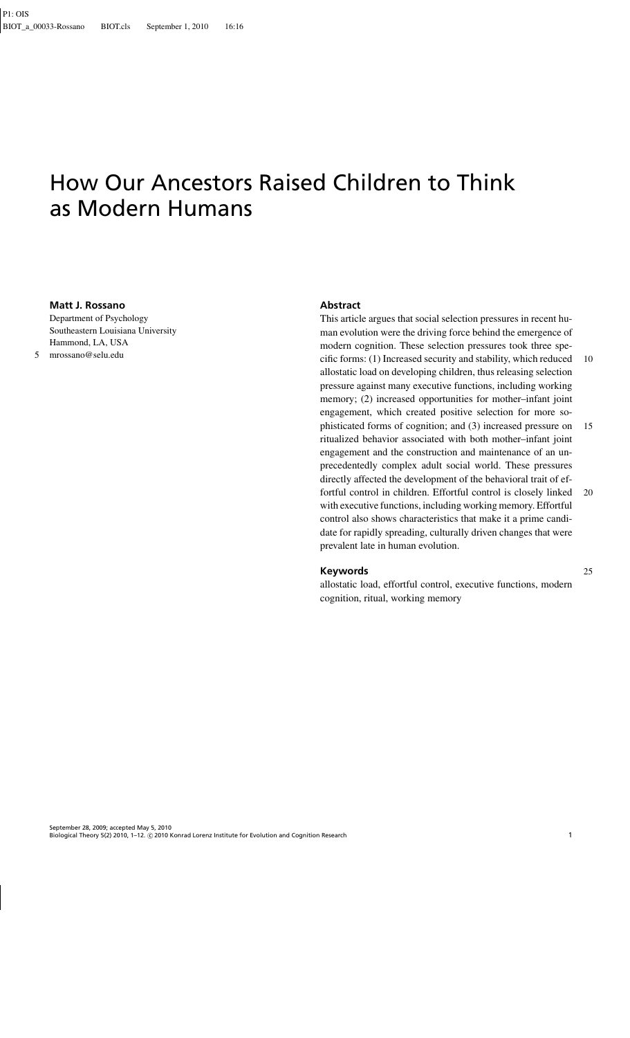# How Our Ancestors Raised Children to Think as Modern Humans

**Matt J. Rossano**
Department of Psychology
Southeastern Louisiana University
Hammond, LA, USA
mrossano@selu.edu

## Abstract

This article argues that social selection pressures in recent human evolution were the driving force behind the emergence of modern cognition. These selection pressures took three specific forms: (1) Increased security and stability, which reduced allostatic load on developing children, thus releasing selection pressure against many executive functions, including working memory; (2) increased opportunities for mother–infant joint engagement, which created positive selection for more sophisticated forms of cognition; and (3) increased pressure on ritualized behavior associated with both mother–infant joint engagement and the construction and maintenance of an unprecedentedly complex adult social world. These pressures directly affected the development of the behavioral trait of effortful control in children. Effortful control is closely linked with executive functions, including working memory. Effortful control also shows characteristics that make it a prime candidate for rapidly spreading, culturally driven changes that were prevalent late in human evolution.

## Keywords

allostatic load, effortful control, executive functions, modern cognition, ritual, working memory

September 28, 2009; accepted May 5, 2010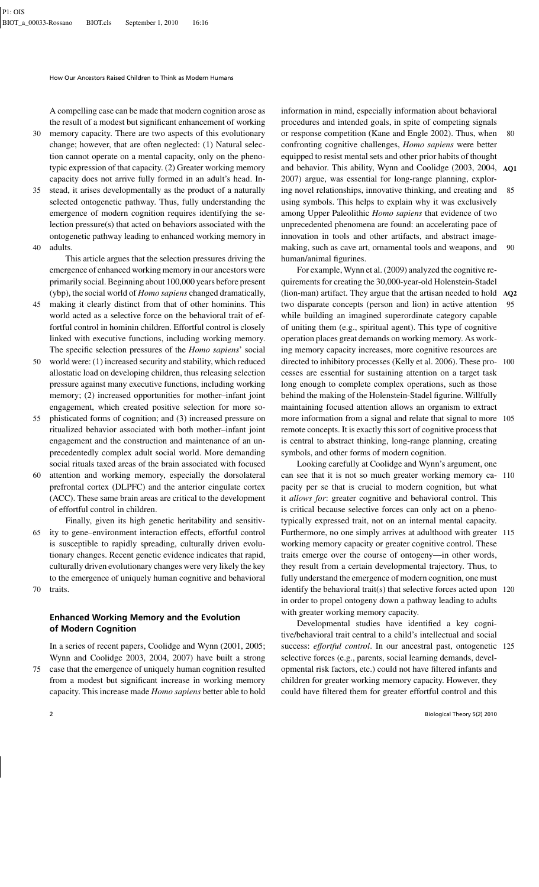A compelling case can be made that modern cognition arose as the result of a modest but significant enhancement of working memory capacity. There are two aspects of this evolutionary change; however, that are often neglected: (1) Natural selection cannot operate on a mental capacity, only on the phenotypic expression of that capacity. (2) Greater working memory capacity does not arrive fully formed in an adult's head. Instead, it arises developmentally as the product of a naturally selected ontogenetic pathway. Thus, fully understanding the emergence of modern cognition requires identifying the selection pressure(s) that acted on behaviors associated with the ontogenetic pathway leading to enhanced working memory in adults.

This article argues that the selection pressures driving the emergence of enhanced working memory in our ancestors were primarily social. Beginning about 100,000 years before present (ybp), the social world of *Homo sapiens* changed dramatically, making it clearly distinct from that of other hominins. This world acted as a selective force on the behavioral trait of effortful control in hominin children. Effortful control is closely linked with executive functions, including working memory. The specific selection pressures of the *Homo sapiens*' social world were: (1) increased security and stability, which reduced allostatic load on developing children, thus releasing selection pressure against many executive functions, including working memory; (2) increased opportunities for mother–infant joint engagement, which created positive selection for more sophisticated forms of cognition; and (3) increased pressure on ritualized behavior associated with both mother–infant joint engagement and the construction and maintenance of an unprecedentedly complex adult social world. More demanding social rituals taxed areas of the brain associated with focused attention and working memory, especially the dorsolateral prefrontal cortex (DLPFC) and the anterior cingulate cortex (ACC). These same brain areas are critical to the development of effortful control in children.

Finally, given its high genetic heritability and sensitivity to gene–environment interaction effects, effortful control is susceptible to rapidly spreading, culturally driven evolutionary changes. Recent genetic evidence indicates that rapid, culturally driven evolutionary changes were very likely the key to the emergence of uniquely human cognitive and behavioral traits.

## Enhanced Working Memory and the Evolution of Modern Cognition

In a series of recent papers, Coolidge and Wynn (2001, 2005; Wynn and Coolidge 2003, 2004, 2007) have built a strong case that the emergence of uniquely human cognition resulted from a modest but significant increase in working memory capacity. This increase made *Homo sapiens* better able to hold information in mind, especially information about behavioral procedures and intended goals, in spite of competing signals or response competition (Kane and Engle 2002). Thus, when confronting cognitive challenges, *Homo sapiens* were better equipped to resist mental sets and other prior habits of thought and behavior. This ability, Wynn and Coolidge (2003, 2004, 2007) argue, was essential for long-range planning, exploring novel relationships, innovative thinking, and creating and using symbols. This helps to explain why it was exclusively among Upper Paleolithic *Homo sapiens* that evidence of two unprecedented phenomena are found: an accelerating pace of innovation in tools and other artifacts, and abstract image-making, such as cave art, ornamental tools and weapons, and human/animal figurines.

For example, Wynn et al. (2009) analyzed the cognitive requirements for creating the 30,000-year-old Holenstein-Stadel (lion-man) artifact. They argue that the artisan needed to hold two disparate concepts (person and lion) in active attention while building an imagined superordinate category capable of uniting them (e.g., spiritual agent). This type of cognitive operation places great demands on working memory. As working memory capacity increases, more cognitive resources are directed to inhibitory processes (Kelly et al. 2006). These processes are essential for sustaining attention on a target task long enough to complete complex operations, such as those behind the making of the Holenstein-Stadel figurine. Willfully maintaining focused attention allows an organism to extract more information from a signal and relate that signal to more remote concepts. It is exactly this sort of cognitive process that is central to abstract thinking, long-range planning, creating symbols, and other forms of modern cognition.

Looking carefully at Coolidge and Wynn's argument, one can see that it is not so much greater working memory capacity per se that is crucial to modern cognition, but what it *allows for*: greater cognitive and behavioral control. This is critical because selective forces can only act on a phenotypically expressed trait, not on an internal mental capacity. Furthermore, no one simply arrives at adulthood with greater working memory capacity or greater cognitive control. These traits emerge over the course of ontogeny—in other words, they result from a certain developmental trajectory. Thus, to fully understand the emergence of modern cognition, one must identify the behavioral trait(s) that selective forces acted upon in order to propel ontogeny down a pathway leading to adults with greater working memory capacity.

Developmental studies have identified a key cognitive/behavioral trait central to a child's intellectual and social success: *effortful control*. In our ancestral past, ontogenetic selective forces (e.g., parents, social learning demands, developmental risk factors, etc.) could not have filtered infants and children for greater working memory capacity. However, they could have filtered them for greater effortful control and this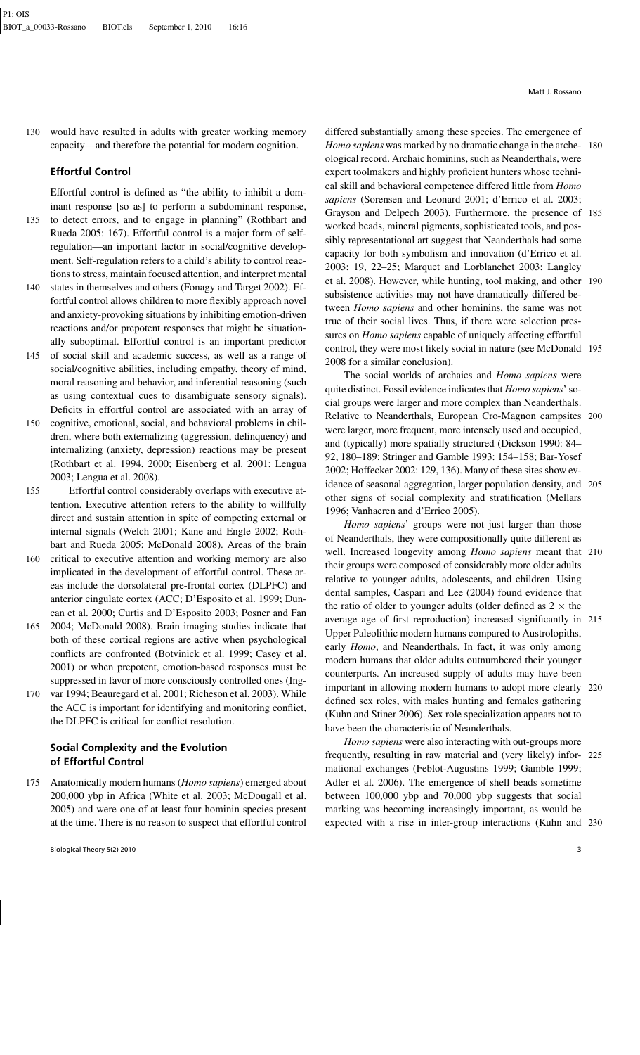would have resulted in adults with greater working memory capacity—and therefore the potential for modern cognition.

## Effortful Control

Effortful control is defined as "the ability to inhibit a dominant response [so as] to perform a subdominant response, to detect errors, and to engage in planning" (Rothbart and Rueda 2005: 167). Effortful control is a major form of self-regulation—an important factor in social/cognitive development. Self-regulation refers to a child's ability to control reactions to stress, maintain focused attention, and interpret mental states in themselves and others (Fonagy and Target 2002). Effortful control allows children to more flexibly approach novel and anxiety-provoking situations by inhibiting emotion-driven reactions and/or prepotent responses that might be situationally suboptimal. Effortful control is an important predictor of social skill and academic success, as well as a range of social/cognitive abilities, including empathy, theory of mind, moral reasoning and behavior, and inferential reasoning (such as using contextual cues to disambiguate sensory signals). Deficits in effortful control are associated with an array of cognitive, emotional, social, and behavioral problems in children, where both externalizing (aggression, delinquency) and internalizing (anxiety, depression) reactions may be present (Rothbart et al. 1994, 2000; Eisenberg et al. 2001; Lengua 2003; Lengua et al. 2008).

Effortful control considerably overlaps with executive attention. Executive attention refers to the ability to willfully direct and sustain attention in spite of competing external or internal signals (Welch 2001; Kane and Engle 2002; Rothbart and Rueda 2005; McDonald 2008). Areas of the brain critical to executive attention and working memory are also implicated in the development of effortful control. These areas include the dorsolateral pre-frontal cortex (DLPFC) and anterior cingulate cortex (ACC; D'Esposito et al. 1999; Duncan et al. 2000; Curtis and D'Esposito 2003; Posner and Fan 2004; McDonald 2008). Brain imaging studies indicate that both of these cortical regions are active when psychological conflicts are confronted (Botvinick et al. 1999; Casey et al. 2001) or when prepotent, emotion-based responses must be suppressed in favor of more consciously controlled ones (Ingvar 1994; Beauregard et al. 2001; Richeson et al. 2003). While the ACC is important for identifying and monitoring conflict, the DLPFC is critical for conflict resolution.

## Social Complexity and the Evolution of Effortful Control

Anatomically modern humans (*Homo sapiens*) emerged about 200,000 ybp in Africa (White et al. 2003; McDougall et al. 2005) and were one of at least four hominin species present at the time. There is no reason to suspect that effortful control differed substantially among these species. The emergence of *Homo sapiens* was marked by no dramatic change in the archeological record. Archaic hominins, such as Neanderthals, were expert toolmakers and highly proficient hunters whose technical skill and behavioral competence differed little from *Homo sapiens* (Sorensen and Leonard 2001; d'Errico et al. 2003; Grayson and Delpech 2003). Furthermore, the presence of worked beads, mineral pigments, sophisticated tools, and possibly representational art suggest that Neanderthals had some capacity for both symbolism and innovation (d'Errico et al. 2003: 19, 22–25; Marquet and Lorblanchet 2003; Langley et al. 2008). However, while hunting, tool making, and other subsistence activities may not have dramatically differed between *Homo sapiens* and other hominins, the same was not true of their social lives. Thus, if there were selection pressures on *Homo sapiens* capable of uniquely affecting effortful control, they were most likely social in nature (see McDonald 2008 for a similar conclusion).

The social worlds of archaics and *Homo sapiens* were quite distinct. Fossil evidence indicates that *Homo sapiens*' social groups were larger and more complex than Neanderthals. Relative to Neanderthals, European Cro-Magnon campsites were larger, more frequent, more intensely used and occupied, and (typically) more spatially structured (Dickson 1990: 84–92, 180–189; Stringer and Gamble 1993: 154–158; Bar-Yosef 2002; Hoffecker 2002: 129, 136). Many of these sites show evidence of seasonal aggregation, larger population density, and other signs of social complexity and stratification (Mellars 1996; Vanhaeren and d'Errico 2005).

*Homo sapiens*' groups were not just larger than those of Neanderthals, they were compositionally quite different as well. Increased longevity among *Homo sapiens* meant that their groups were composed of considerably more older adults relative to younger adults, adolescents, and children. Using dental samples, Caspari and Lee (2004) found evidence that the ratio of older to younger adults (older defined as $2 \times$ the average age of first reproduction) increased significantly in Upper Paleolithic modern humans compared to Austrolopiths, early *Homo*, and Neanderthals. In fact, it was only among modern humans that older adults outnumbered their younger counterparts. An increased supply of adults may have been important in allowing modern humans to adopt more clearly defined sex roles, with males hunting and females gathering (Kuhn and Stiner 2006). Sex role specialization appears not to have been the characteristic of Neanderthals.

*Homo sapiens* were also interacting with out-groups more frequently, resulting in raw material and (very likely) informational exchanges (Feblot-Augustins 1999; Gamble 1999; Adler et al. 2006). The emergence of shell beads sometime between 100,000 ybp and 70,000 ybp suggests that social marking was becoming increasingly important, as would be expected with a rise in inter-group interactions (Kuhn and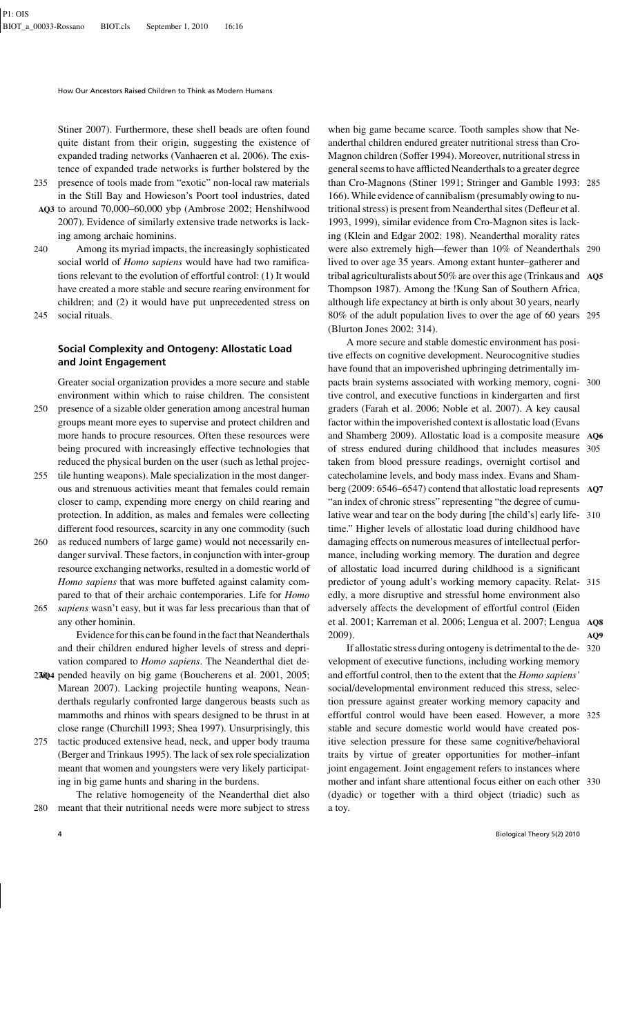Stiner 2007). Furthermore, these shell beads are often found quite distant from their origin, suggesting the existence of expanded trading networks (Vanhaeren et al. 2006). The existence of expanded trade networks is further bolstered by the presence of tools made from "exotic" non-local raw materials in the Still Bay and Howieson's Poort tool industries, dated to around 70,000–60,000 ybp (Ambrose 2002; Henshilwood 2007). Evidence of similarly extensive trade networks is lacking among archaic hominins.

Among its myriad impacts, the increasingly sophisticated social world of *Homo sapiens* would have had two ramifications relevant to the evolution of effortful control: (1) It would have created a more stable and secure rearing environment for children; and (2) it would have put unprecedented stress on social rituals.

## Social Complexity and Ontogeny: Allostatic Load and Joint Engagement

Greater social organization provides a more secure and stable environment within which to raise children. The consistent presence of a sizable older generation among ancestral human groups meant more eyes to supervise and protect children and more hands to procure resources. Often these resources were being procured with increasingly effective technologies that reduced the physical burden on the user (such as lethal projectile hunting weapons). Male specialization in the most dangerous and strenuous activities meant that females could remain closer to camp, expending more energy on child rearing and protection. In addition, as males and females were collecting different food resources, scarcity in any one commodity (such as reduced numbers of large game) would not necessarily endanger survival. These factors, in conjunction with inter-group resource exchanging networks, resulted in a domestic world of *Homo sapiens* that was more buffeted against calamity compared to that of their archaic contemporaries. Life for *Homo sapiens* wasn't easy, but it was far less precarious than that of any other hominin.

Evidence for this can be found in the fact that Neanderthals and their children endured higher levels of stress and deprivation compared to *Homo sapiens*. The Neanderthal diet depended heavily on big game (Boucherens et al. 2001, 2005; Marean 2007). Lacking projectile hunting weapons, Neanderthals regularly confronted large dangerous beasts such as mammoths and rhinos with spears designed to be thrust in at close range (Churchill 1993; Shea 1997). Unsurprisingly, this tactic produced extensive head, neck, and upper body trauma (Berger and Trinkaus 1995). The lack of sex role specialization meant that women and youngsters were very likely participating in big game hunts and sharing in the burdens.

The relative homogeneity of the Neanderthal diet also meant that their nutritional needs were more subject to stress when big game became scarce. Tooth samples show that Neanderthal children endured greater nutritional stress than Cro-Magnon children (Soffer 1994). Moreover, nutritional stress in general seems to have afflicted Neanderthals to a greater degree than Cro-Magnons (Stiner 1991; Stringer and Gamble 1993: 166). While evidence of cannibalism (presumably owing to nutritional stress) is present from Neanderthal sites (Defleur et al. 1993, 1999), similar evidence from Cro-Magnon sites is lacking (Klein and Edgar 2002: 198). Neanderthal morality rates were also extremely high—fewer than 10% of Neanderthals lived to over age 35 years. Among extant hunter–gatherer and tribal agriculturalists about 50% are over this age (Trinkaus and Thompson 1987). Among the !Kung San of Southern Africa, although life expectancy at birth is only about 30 years, nearly 80% of the adult population lives to over the age of 60 years (Blurton Jones 2002: 314).

A more secure and stable domestic environment has positive effects on cognitive development. Neurocognitive studies have found that an impoverished upbringing detrimentally impacts brain systems associated with working memory, cognitive control, and executive functions in kindergarten and first graders (Farah et al. 2006; Noble et al. 2007). A key causal factor within the impoverished context is allostatic load (Evans and Shamberg 2009). Allostatic load is a composite measure of stress endured during childhood that includes measures taken from blood pressure readings, overnight cortisol and catecholamine levels, and body mass index. Evans and Shamberg (2009: 6546–6547) contend that allostatic load represents "an index of chronic stress" representing "the degree of cumulative wear and tear on the body during [the child's] early lifetime." Higher levels of allostatic load during childhood have damaging effects on numerous measures of intellectual performance, including working memory. The duration and degree of allostatic load incurred during childhood is a significant predictor of young adult's working memory capacity. Relatedly, a more disruptive and stressful home environment also adversely affects the development of effortful control (Eiden et al. 2001; Karreman et al. 2006; Lengua et al. 2007; Lengua 2009).

If allostatic stress during ontogeny is detrimental to the development of executive functions, including working memory and effortful control, then to the extent that the *Homo sapiens'* social/developmental environment reduced this stress, selection pressure against greater working memory capacity and effortful control would have been eased. However, a more stable and secure domestic world would have created positive selection pressure for these same cognitive/behavioral traits by virtue of greater opportunities for mother–infant joint engagement. Joint engagement refers to instances where mother and infant share attentional focus either on each other (dyadic) or together with a third object (triadic) such as a toy.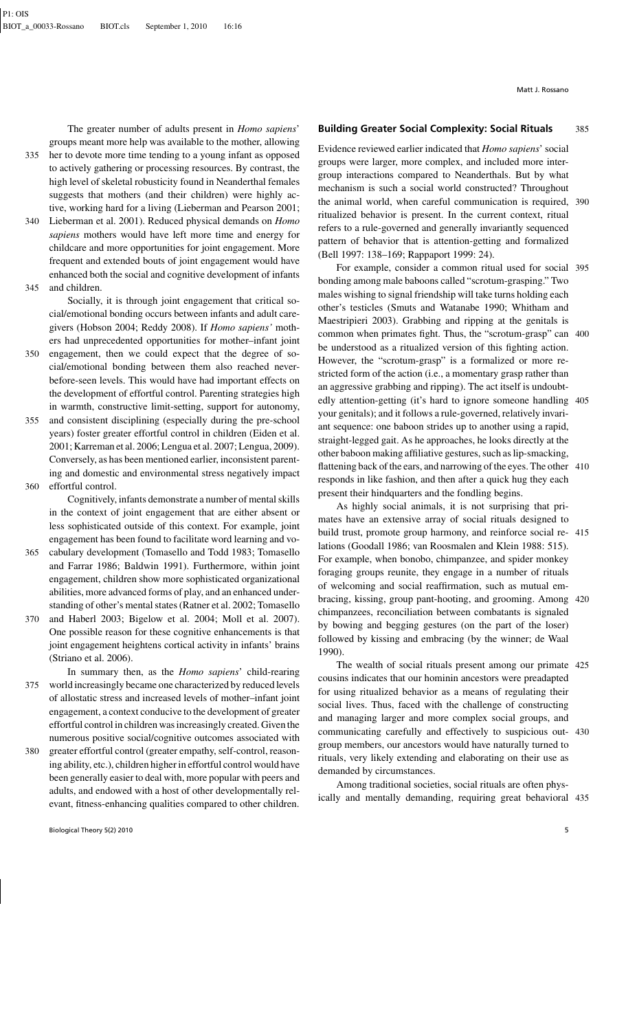The greater number of adults present in *Homo sapiens*' groups meant more help was available to the mother, allowing her to devote more time tending to a young infant as opposed to actively gathering or processing resources. By contrast, the high level of skeletal robusticity found in Neanderthal females suggests that mothers (and their children) were highly active, working hard for a living (Lieberman and Pearson 2001; Lieberman et al. 2001). Reduced physical demands on *Homo sapiens* mothers would have left more time and energy for childcare and more opportunities for joint engagement. More frequent and extended bouts of joint engagement would have enhanced both the social and cognitive development of infants and children.

Socially, it is through joint engagement that critical social/emotional bonding occurs between infants and adult caregivers (Hobson 2004; Reddy 2008). If *Homo sapiens'* mothers had unprecedented opportunities for mother–infant joint engagement, then we could expect that the degree of social/emotional bonding between them also reached never-before-seen levels. This would have had important effects on the development of effortful control. Parenting strategies high in warmth, constructive limit-setting, support for autonomy, and consistent disciplining (especially during the pre-school years) foster greater effortful control in children (Eiden et al. 2001; Karreman et al. 2006; Lengua et al. 2007; Lengua, 2009). Conversely, as has been mentioned earlier, inconsistent parenting and domestic and environmental stress negatively impact effortful control.

Cognitively, infants demonstrate a number of mental skills in the context of joint engagement that are either absent or less sophisticated outside of this context. For example, joint engagement has been found to facilitate word learning and vocabulary development (Tomasello and Todd 1983; Tomasello and Farrar 1986; Baldwin 1991). Furthermore, within joint engagement, children show more sophisticated organizational abilities, more advanced forms of play, and an enhanced understanding of other's mental states (Ratner et al. 2002; Tomasello and Haberl 2003; Bigelow et al. 2004; Moll et al. 2007). One possible reason for these cognitive enhancements is that joint engagement heightens cortical activity in infants' brains (Striano et al. 2006).

In summary then, as the *Homo sapiens*' child-rearing world increasingly became one characterized by reduced levels of allostatic stress and increased levels of mother–infant joint engagement, a context conducive to the development of greater effortful control in children was increasingly created. Given the numerous positive social/cognitive outcomes associated with greater effortful control (greater empathy, self-control, reasoning ability, etc.), children higher in effortful control would have been generally easier to deal with, more popular with peers and adults, and endowed with a host of other developmentally relevant, fitness-enhancing qualities compared to other children.

## Building Greater Social Complexity: Social Rituals

Evidence reviewed earlier indicated that *Homo sapiens*' social groups were larger, more complex, and included more intergroup interactions compared to Neanderthals. But by what mechanism is such a social world constructed? Throughout the animal world, when careful communication is required, ritualized behavior is present. In the current context, ritual refers to a rule-governed and generally invariantly sequenced pattern of behavior that is attention-getting and formalized (Bell 1997: 138–169; Rappaport 1999: 24).

For example, consider a common ritual used for social bonding among male baboons called "scrotum-grasping." Two males wishing to signal friendship will take turns holding each other's testicles (Smuts and Watanabe 1990; Whitham and Maestripieri 2003). Grabbing and ripping at the genitals is common when primates fight. Thus, the "scrotum-grasp" can be understood as a ritualized version of this fighting action. However, the "scrotum-grasp" is a formalized or more restricted form of the action (i.e., a momentary grasp rather than an aggressive grabbing and ripping). The act itself is undoubtedly attention-getting (it's hard to ignore someone handling your genitals); and it follows a rule-governed, relatively invariant sequence: one baboon strides up to another using a rapid, straight-legged gait. As he approaches, he looks directly at the other baboon making affiliative gestures, such as lip-smacking, flattening back of the ears, and narrowing of the eyes. The other responds in like fashion, and then after a quick hug they each present their hindquarters and the fondling begins.

As highly social animals, it is not surprising that primates have an extensive array of social rituals designed to build trust, promote group harmony, and reinforce social relations (Goodall 1986; van Roosmalen and Klein 1988: 515). For example, when bonobo, chimpanzee, and spider monkey foraging groups reunite, they engage in a number of rituals of welcoming and social reaffirmation, such as mutual embracing, kissing, group pant-hooting, and grooming. Among chimpanzees, reconciliation between combatants is signaled by bowing and begging gestures (on the part of the loser) followed by kissing and embracing (by the winner; de Waal 1990).

The wealth of social rituals present among our primate cousins indicates that our hominin ancestors were preadapted for using ritualized behavior as a means of regulating their social lives. Thus, faced with the challenge of constructing and managing larger and more complex social groups, and communicating carefully and effectively to suspicious outgroup members, our ancestors would have naturally turned to rituals, very likely extending and elaborating on their use as demanded by circumstances.

Among traditional societies, social rituals are often physically and mentally demanding, requiring great behavioral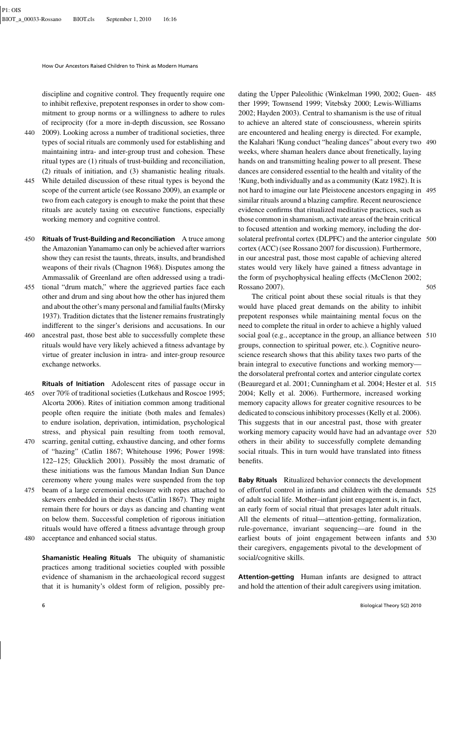discipline and cognitive control. They frequently require one to inhibit reflexive, prepotent responses in order to show commitment to group norms or a willingness to adhere to rules of reciprocity (for a more in-depth discussion, see Rossano 2009). Looking across a number of traditional societies, three types of social rituals are commonly used for establishing and maintaining intra- and inter-group trust and cohesion. These ritual types are (1) rituals of trust-building and reconciliation, (2) rituals of initiation, and (3) shamanistic healing rituals. While detailed discussion of these ritual types is beyond the scope of the current article (see Rossano 2009), an example or two from each category is enough to make the point that these rituals are acutely taxing on executive functions, especially working memory and cognitive control.

**Rituals of Trust-Building and Reconciliation** A truce among the Amazonian Yanamamo can only be achieved after warriors show they can resist the taunts, threats, insults, and brandished weapons of their rivals (Chagnon 1968). Disputes among the Ammassalik of Greenland are often addressed using a traditional "drum match," where the aggrieved parties face each other and drum and sing about how the other has injured them and about the other's many personal and familial faults (Mirsky 1937). Tradition dictates that the listener remains frustratingly indifferent to the singer's derisions and accusations. In our ancestral past, those best able to successfully complete these rituals would have very likely achieved a fitness advantage by virtue of greater inclusion in intra- and inter-group resource exchange networks.

**Rituals of Initiation** Adolescent rites of passage occur in over 70% of traditional societies (Lutkehaus and Roscoe 1995; Alcorta 2006). Rites of initiation common among traditional people often require the initiate (both males and females) to endure isolation, deprivation, intimidation, psychological stress, and physical pain resulting from tooth removal, scarring, genital cutting, exhaustive dancing, and other forms of "hazing" (Catlin 1867; Whitehouse 1996; Power 1998: 122–125; Glucklich 2001). Possibly the most dramatic of these initiations was the famous Mandan Indian Sun Dance ceremony where young males were suspended from the top beam of a large ceremonial enclosure with ropes attached to skewers embedded in their chests (Catlin 1867). They might remain there for hours or days as dancing and chanting went on below them. Successful completion of rigorous initiation rituals would have offered a fitness advantage through group acceptance and enhanced social status.

**Shamanistic Healing Rituals** The ubiquity of shamanistic practices among traditional societies coupled with possible evidence of shamanism in the archaeological record suggest that it is humanity's oldest form of religion, possibly pre-dating the Upper Paleolithic (Winkelman 1990, 2002; Guenther 1999; Townsend 1999; Vitebsky 2000; Lewis-Williams 2002; Hayden 2003). Central to shamanism is the use of ritual to achieve an altered state of consciousness, wherein spirits are encountered and healing energy is directed. For example, the Kalahari !Kung conduct "healing dances" about every two weeks, where shaman healers dance about frenetically, laying hands on and transmitting healing power to all present. These dances are considered essential to the health and vitality of the !Kung, both individually and as a community (Katz 1982). It is not hard to imagine our late Pleistocene ancestors engaging in similar rituals around a blazing campfire. Recent neuroscience evidence confirms that ritualized meditative practices, such as those common in shamanism, activate areas of the brain critical to focused attention and working memory, including the dorsolateral prefrontal cortex (DLPFC) and the anterior cingulate cortex (ACC) (see Rossano 2007 for discussion). Furthermore, in our ancestral past, those most capable of achieving altered states would very likely have gained a fitness advantage in the form of psychophysical healing effects (McClenon 2002; Rossano 2007).

The critical point about these social rituals is that they would have placed great demands on the ability to inhibit prepotent responses while maintaining mental focus on the need to complete the ritual in order to achieve a highly valued social goal (e.g., acceptance in the group, an alliance between groups, connection to spiritual power, etc.). Cognitive neuroscience research shows that this ability taxes two parts of the brain integral to executive functions and working memory—the dorsolateral prefrontal cortex and anterior cingulate cortex (Beauregard et al. 2001; Cunningham et al. 2004; Hester et al. 2004; Kelly et al. 2006). Furthermore, increased working memory capacity allows for greater cognitive resources to be dedicated to conscious inhibitory processes (Kelly et al. 2006). This suggests that in our ancestral past, those with greater working memory capacity would have had an advantage over others in their ability to successfully complete demanding social rituals. This in turn would have translated into fitness benefits.

**Baby Rituals** Ritualized behavior connects the development of effortful control in infants and children with the demands of adult social life. Mother–infant joint engagement is, in fact, an early form of social ritual that presages later adult rituals. All the elements of ritual—attention-getting, formalization, rule-governance, invariant sequencing—are found in the earliest bouts of joint engagement between infants and their caregivers, engagements pivotal to the development of social/cognitive skills.

**Attention-getting** Human infants are designed to attract and hold the attention of their adult caregivers using imitation.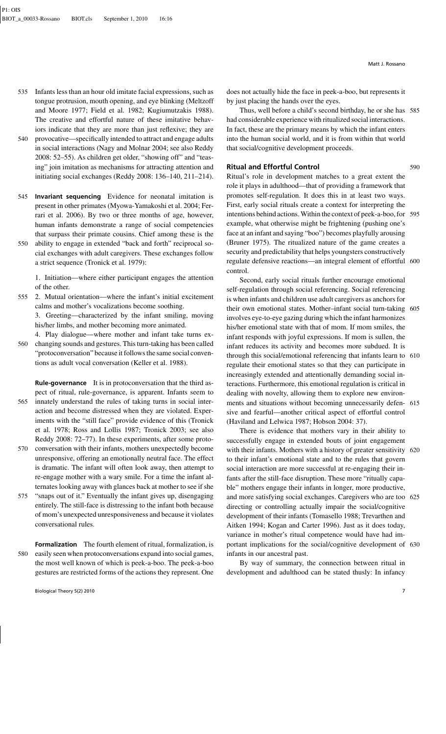Infants less than an hour old imitate facial expressions, such as tongue protrusion, mouth opening, and eye blinking (Meltzoff and Moore 1977; Field et al. 1982; Kugiumutzakis 1988). The creative and effortful nature of these imitative behaviors indicate that they are more than just reflexive; they are provocative—specifically intended to attract and engage adults in social interactions (Nagy and Molnar 2004; see also Reddy 2008: 52–55). As children get older, "showing off" and "teasing" join imitation as mechanisms for attracting attention and initiating social exchanges (Reddy 2008: 136–140, 211–214).

**Invariant sequencing** Evidence for neonatal imitation is present in other primates (Myowa-Yamakoshi et al. 2004; Ferrari et al. 2006). By two or three months of age, however, human infants demonstrate a range of social competencies that surpass their primate cousins. Chief among these is the ability to engage in extended "back and forth" reciprocal social exchanges with adult caregivers. These exchanges follow a strict sequence (Tronick et al. 1979):

1. Initiation—where either participant engages the attention of the other.
2. Mutual orientation—where the infant's initial excitement calms and mother's vocalizations become soothing.
3. Greeting—characterized by the infant smiling, moving his/her limbs, and mother becoming more animated.
4. Play dialogue—where mother and infant take turns exchanging sounds and gestures. This turn-taking has been called "protoconversation" because it follows the same social conventions as adult vocal conversation (Keller et al. 1988).

**Rule-governance** It is in protoconversation that the third aspect of ritual, rule-governance, is apparent. Infants seem to innately understand the rules of taking turns in social interaction and become distressed when they are violated. Experiments with the "still face" provide evidence of this (Tronick et al. 1978; Ross and Lollis 1987; Tronick 2003; see also Reddy 2008: 72–77). In these experiments, after some protoconversation with their infants, mothers unexpectedly become unresponsive, offering an emotionally neutral face. The effect is dramatic. The infant will often look away, then attempt to re-engage mother with a wary smile. For a time the infant alternates looking away with glances back at mother to see if she "snaps out of it." Eventually the infant gives up, disengaging entirely. The still-face is distressing to the infant both because of mom's unexpected unresponsiveness and because it violates conversational rules.

**Formalization** The fourth element of ritual, formalization, is easily seen when protoconversations expand into social games, the most well known of which is peek-a-boo. The peek-a-boo gestures are restricted forms of the actions they represent. One does not actually hide the face in peek-a-boo, but represents it by just placing the hands over the eyes.

Thus, well before a child's second birthday, he or she has had considerable experience with ritualized social interactions. In fact, these are the primary means by which the infant enters into the human social world, and it is from within that world that social/cognitive development proceeds.

## Ritual and Effortful Control

Ritual's role in development matches to a great extent the role it plays in adulthood—that of providing a framework that promotes self-regulation. It does this in at least two ways. First, early social rituals create a context for interpreting the intentions behind actions. Within the context of peek-a-boo, for example, what otherwise might be frightening (pushing one's face at an infant and saying "boo") becomes playfully arousing (Bruner 1975). The ritualized nature of the game creates a security and predictability that helps youngsters constructively regulate defensive reactions—an integral element of effortful control.

Second, early social rituals further encourage emotional self-regulation through social referencing. Social referencing is when infants and children use adult caregivers as anchors for their own emotional states. Mother–infant social turn-taking involves eye-to-eye gazing during which the infant harmonizes his/her emotional state with that of mom. If mom smiles, the infant responds with joyful expressions. If mom is sullen, the infant reduces its activity and becomes more subdued. It is through this social/emotional referencing that infants learn to regulate their emotional states so that they can participate in increasingly extended and attentionally demanding social interactions. Furthermore, this emotional regulation is critical in dealing with novelty, allowing them to explore new environments and situations without becoming unnecessarily defensive and fearful—another critical aspect of effortful control (Haviland and Lelwica 1987; Hobson 2004: 37).

There is evidence that mothers vary in their ability to successfully engage in extended bouts of joint engagement with their infants. Mothers with a history of greater sensitivity to their infant's emotional state and to the rules that govern social interaction are more successful at re-engaging their infants after the still-face disruption. These more "ritually capable" mothers engage their infants in longer, more productive, and more satisfying social exchanges. Caregivers who are too directing or controlling actually impair the social/cognitive development of their infants (Tomasello 1988; Trevarthen and Aitken 1994; Kogan and Carter 1996). Just as it does today, variance in mother's ritual competence would have had important implications for the social/cognitive development of infants in our ancestral past.

By way of summary, the connection between ritual in development and adulthood can be stated thusly: In infancy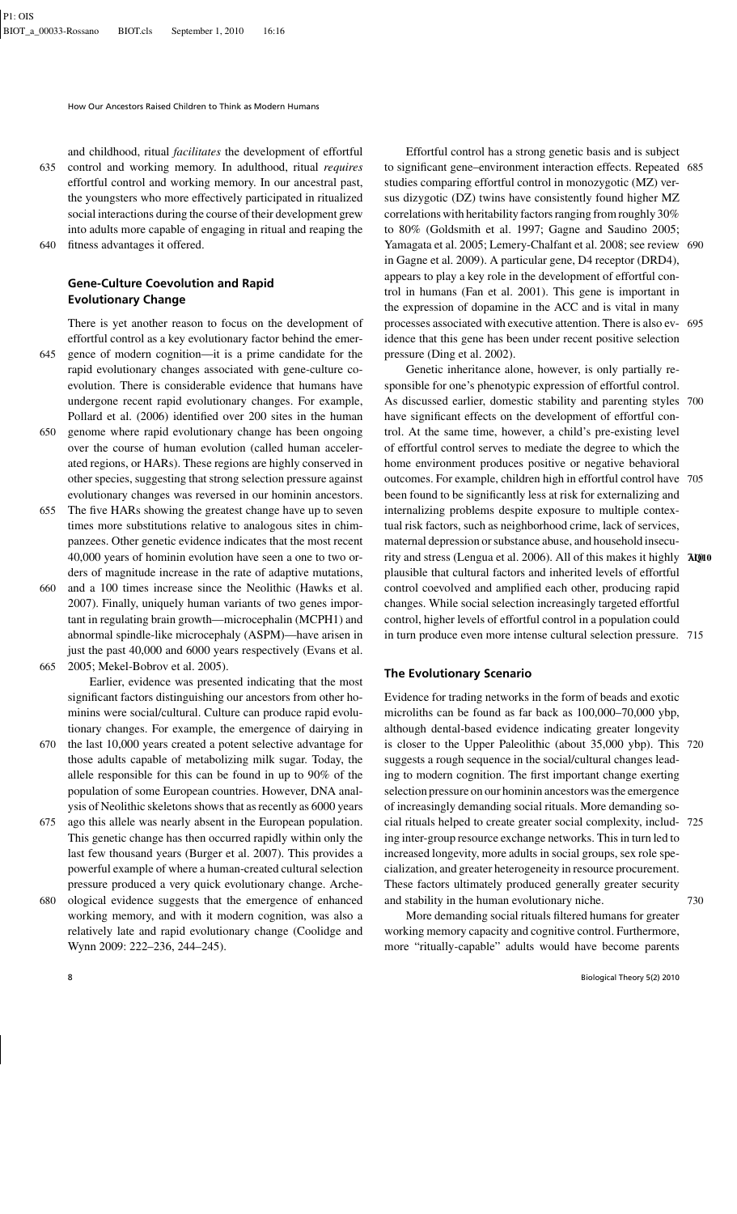and childhood, ritual *facilitates* the development of effortful control and working memory. In adulthood, ritual *requires* effortful control and working memory. In our ancestral past, the youngsters who more effectively participated in ritualized social interactions during the course of their development grew into adults more capable of engaging in ritual and reaping the fitness advantages it offered.

## Gene-Culture Coevolution and Rapid Evolutionary Change

There is yet another reason to focus on the development of effortful control as a key evolutionary factor behind the emergence of modern cognition—it is a prime candidate for the rapid evolutionary changes associated with gene-culture coevolution. There is considerable evidence that humans have undergone recent rapid evolutionary changes. For example, Pollard et al. (2006) identified over 200 sites in the human genome where rapid evolutionary change has been ongoing over the course of human evolution (called human accelerated regions, or HARs). These regions are highly conserved in other species, suggesting that strong selection pressure against evolutionary changes was reversed in our hominin ancestors. The five HARs showing the greatest change have up to seven times more substitutions relative to analogous sites in chimpanzees. Other genetic evidence indicates that the most recent 40,000 years of hominin evolution have seen a one to two orders of magnitude increase in the rate of adaptive mutations, and a 100 times increase since the Neolithic (Hawks et al. 2007). Finally, uniquely human variants of two genes important in regulating brain growth—microcephalin (MCPH1) and abnormal spindle-like microcephaly (ASPM)—have arisen in just the past 40,000 and 6000 years respectively (Evans et al. 2005; Mekel-Bobrov et al. 2005).

Earlier, evidence was presented indicating that the most significant factors distinguishing our ancestors from other hominins were social/cultural. Culture can produce rapid evolutionary changes. For example, the emergence of dairying in the last 10,000 years created a potent selective advantage for those adults capable of metabolizing milk sugar. Today, the allele responsible for this can be found in up to 90% of the population of some European countries. However, DNA analysis of Neolithic skeletons shows that as recently as 6000 years ago this allele was nearly absent in the European population. This genetic change has then occurred rapidly within only the last few thousand years (Burger et al. 2007). This provides a powerful example of where a human-created cultural selection pressure produced a very quick evolutionary change. Archeological evidence suggests that the emergence of enhanced working memory, and with it modern cognition, was also a relatively late and rapid evolutionary change (Coolidge and Wynn 2009: 222–236, 244–245).

Effortful control has a strong genetic basis and is subject to significant gene–environment interaction effects. Repeated studies comparing effortful control in monozygotic (MZ) versus dizygotic (DZ) twins have consistently found higher MZ correlations with heritability factors ranging from roughly 30% to 80% (Goldsmith et al. 1997; Gagne and Saudino 2005; Yamagata et al. 2005; Lemery-Chalfant et al. 2008; see review in Gagne et al. 2009). A particular gene, D4 receptor (DRD4), appears to play a key role in the development of effortful control in humans (Fan et al. 2001). This gene is important in the expression of dopamine in the ACC and is vital in many processes associated with executive attention. There is also evidence that this gene has been under recent positive selection pressure (Ding et al. 2002).

Genetic inheritance alone, however, is only partially responsible for one's phenotypic expression of effortful control. As discussed earlier, domestic stability and parenting styles have significant effects on the development of effortful control. At the same time, however, a child's pre-existing level of effortful control serves to mediate the degree to which the home environment produces positive or negative behavioral outcomes. For example, children high in effortful control have been found to be significantly less at risk for externalizing and internalizing problems despite exposure to multiple contextual risk factors, such as neighborhood crime, lack of services, maternal depression or substance abuse, and household insecurity and stress (Lengua et al. 2006). All of this makes it highly plausible that cultural factors and inherited levels of effortful control coevolved and amplified each other, producing rapid changes. While social selection increasingly targeted effortful control, higher levels of effortful control in a population could in turn produce even more intense cultural selection pressure.

## The Evolutionary Scenario

Evidence for trading networks in the form of beads and exotic microliths can be found as far back as 100,000–70,000 ybp, although dental-based evidence indicating greater longevity is closer to the Upper Paleolithic (about 35,000 ybp). This suggests a rough sequence in the social/cultural changes leading to modern cognition. The first important change exerting selection pressure on our hominin ancestors was the emergence of increasingly demanding social rituals. More demanding social rituals helped to create greater social complexity, including inter-group resource exchange networks. This in turn led to increased longevity, more adults in social groups, sex role specialization, and greater heterogeneity in resource procurement. These factors ultimately produced generally greater security and stability in the human evolutionary niche.

More demanding social rituals filtered humans for greater working memory capacity and cognitive control. Furthermore, more "ritually-capable" adults would have become parents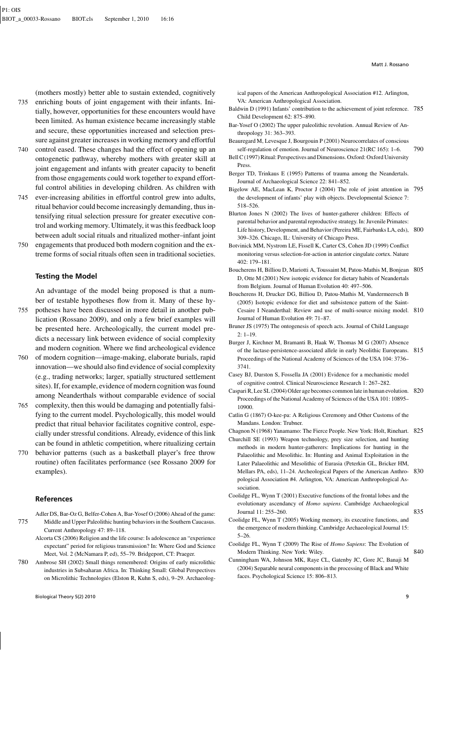(mothers mostly) better able to sustain extended, cognitively enriching bouts of joint engagement with their infants. Initially, however, opportunities for these encounters would have been limited. As human existence became increasingly stable and secure, these opportunities increased and selection pressure against greater increases in working memory and effortful control eased. These changes had the effect of opening up an ontogenetic pathway, whereby mothers with greater skill at joint engagement and infants with greater capacity to benefit from those engagements could work together to expand effortful control abilities in developing children. As children with ever-increasing abilities in effortful control grew into adults, ritual behavior could become increasingly demanding, thus intensifying ritual selection pressure for greater executive control and working memory. Ultimately, it was this feedback loop between adult social rituals and ritualized mother–infant joint engagements that produced both modern cognition and the extreme forms of social rituals often seen in traditional societies.

### Testing the Model

An advantage of the model being proposed is that a number of testable hypotheses flow from it. Many of these hypotheses have been discussed in more detail in another publication (Rossano 2009), and only a few brief examples will be presented here. Archeologically, the current model predicts a necessary link between evidence of social complexity and modern cognition. Where we find archeological evidence of modern cognition—image-making, elaborate burials, rapid innovation—we should also find evidence of social complexity (e.g., trading networks; larger, spatially structured settlement sites). If, for example, evidence of modern cognition was found among Neanderthals without comparable evidence of social complexity, then this would be damaging and potentially falsifying to the current model. Psychologically, this model would predict that ritual behavior facilitates cognitive control, especially under stressful conditions. Already, evidence of this link can be found in athletic competition, where ritualizing certain behavior patterns (such as a basketball player's free throw routine) often facilitates performance (see Rossano 2009 for examples).

### References

Adler DS, Bar-Oz G, Belfer-Cohen A, Bar-Yosef O (2006) Ahead of the game: Middle and Upper Paleolithic hunting behaviors in the Southern Caucasus. Current Anthropology 47: 89–118.

Alcorta CS (2006) Religion and the life course: Is adolescence an "experience expectant" period for religious transmission? In: Where God and Science Meet, Vol. 2 (McNamara P, ed), 55–79. Bridgeport, CT: Praeger.

Ambrose SH (2002) Small things remembered: Origins of early microlithic industries in Subsaharan Africa. In: Thinking Small: Global Perspectives on Microlithic Technologies (Elston R, Kuhn S, eds), 9–29. Archaeological papers of the American Anthropological Association #12. Arlington, VA: American Anthropological Association.

Baldwin D (1991) Infants' contribution to the achievement of joint reference. Child Development 62: 875–890.

Bar-Yosef O (2002) The upper paleolithic revolution. Annual Review of Anthropology 31: 363–393.

Beauregard M, Levesque J, Bourgouin P (2001) Neurocorrelates of conscious self-regulation of emotion. Journal of Neuroscience 21(RC 165): 1–6.

Bell C (1997) Ritual: Perspectives and Dimensions. Oxford: Oxford University Press.

Berger TD, Trinkaus E (1995) Patterns of trauma among the Neandertals. Journal of Archaeological Science 22: 841–852.

Bigelow AE, MacLean K, Proctor J (2004) The role of joint attention in the development of infants' play with objects. Developmental Science 7: 518–526.

Blurton Jones N (2002) The lives of hunter-gatherer children: Effects of parental behavior and parental reproductive strategy. In: Juvenile Primates: Life history, Development, and Behavior (Pereira ME, Fairbanks LA, eds), 309–326. Chicago, IL: University of Chicago Press.

Botvinick MM, Nystrom LE, Fissell K, Carter CS, Cohen JD (1999) Conflict monitoring versus selection-for-action in anterior cingulate cortex. Nature 402: 179–181.

Boucherens H, Billiou D, Mariotti A, Toussaint M, Patou-Mathis M, Bonjean D, Otte M (2001) New isotopic evidence for dietary habits of Neandertals from Belgium. Journal of Human Evolution 40: 497–506.

Boucherens H, Drucker DG, Billiou D, Patou-Mathis M, Vandermeersch B (2005) Isotopic evidence for diet and subsistence pattern of the Saint-Cesaire I Neanderthal: Review and use of multi-source mixing model. Journal of Human Evolution 49: 71–87.

Bruner JS (1975) The ontogenesis of speech acts. Journal of Child Language 2: 1–19.

Burger J, Kirchner M, Bramanti B, Haak W, Thomas M G (2007) Absence of the lactase-persistence-associated allele in early Neolithic Europeans. Proceedings of the National Academy of Sciences of the USA 104: 3736–3741.

Casey BJ, Durston S, Fossella JA (2001) Evidence for a mechanistic model of cognitive control. Clinical Neuroscience Research 1: 267–282.

Caspari R, Lee SL (2004) Older age becomes common late in human evolution. Proceedings of the National Academy of Sciences of the USA 101: 10895–10900.

Catlin G (1867) O-kee-pa: A Religious Ceremony and Other Customs of the Mandans. London: Trubner.

Chagnon N (1968) Yanamamo: The Fierce People. New York: Holt, Rinehart.

Churchill SE (1993) Weapon technology, prey size selection, and hunting methods in modern hunter-gatherers: Implications for hunting in the Palaeolithic and Mesolithic. In: Hunting and Animal Exploitation in the Later Palaeolithic and Mesolithic of Eurasia (Peterkin GL, Bricker HM, Mellars PA, eds), 11–24. Archeological Papers of the American Anthropological Association #4. Arlington, VA: American Anthropological Association.

Coolidge FL, Wynn T (2001) Executive functions of the frontal lobes and the evolutionary ascendancy of *Homo sapiens*. Cambridge Archaeological Journal 11: 255–260.

Coolidge FL, Wynn T (2005) Working memory, its executive functions, and the emergence of modern thinking. Cambridge Archaeological Journal 15: 5–26.

Coolidge FL, Wynn T (2009) The Rise of *Homo Sapiens*: The Evolution of Modern Thinking. New York: Wiley.

Cunningham WA, Johnson MK, Raye CL, Gatenby JC, Gore JC, Banaji M (2004) Separable neural components in the processing of Black and White faces. Psychological Science 15: 806–813.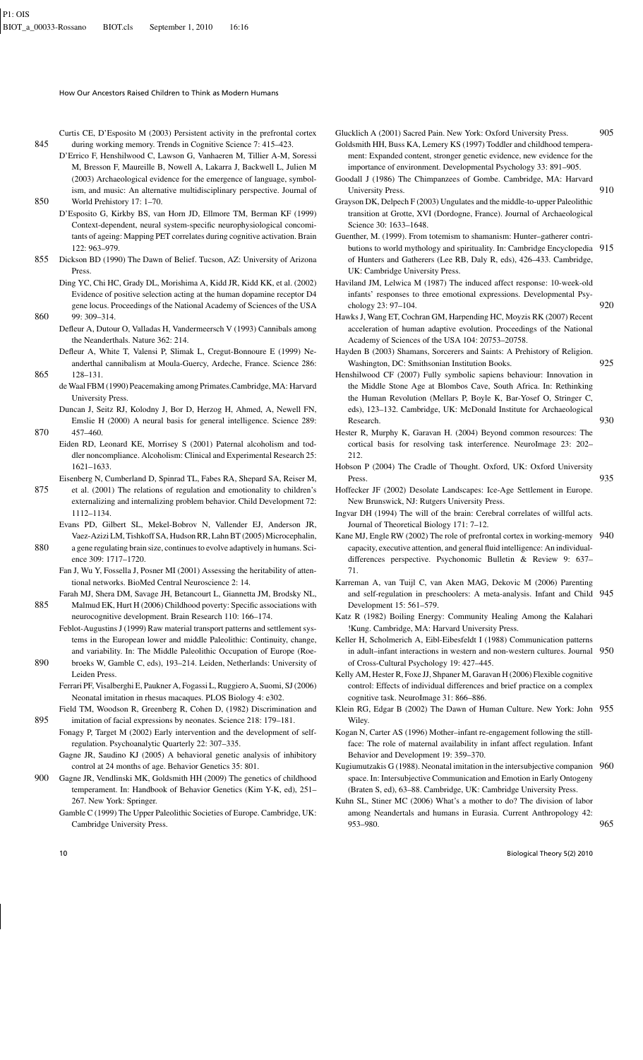Curtis CE, D'Esposito M (2003) Persistent activity in the prefrontal cortex during working memory. Trends in Cognitive Science 7: 415–423.

D'Errico F, Henshilwood C, Lawson G, Vanhaeren M, Tillier A-M, Soressi M, Bresson F, Maureille B, Nowell A, Lakarra J, Backwell L, Julien M (2003) Archaeological evidence for the emergence of language, symbolism, and music: An alternative multidisciplinary perspective. Journal of World Prehistory 17: 1–70.

D'Esposito G, Kirkby BS, van Horn JD, Ellmore TM, Berman KF (1999) Context-dependent, neural system-specific neurophysiological concomitants of ageing: Mapping PET correlates during cognitive activation. Brain 122: 963–979.

Dickson BD (1990) The Dawn of Belief. Tucson, AZ: University of Arizona Press.

Ding YC, Chi HC, Grady DL, Morishima A, Kidd JR, Kidd KK, et al. (2002) Evidence of positive selection acting at the human dopamine receptor D4 gene locus. Proceedings of the National Academy of Sciences of the USA 99: 309–314.

Defleur A, Dutour O, Valladas H, Vandermeersch V (1993) Cannibals among the Neanderthals. Nature 362: 214.

Defleur A, White T, Valensi P, Slimak L, Cregut-Bonnoure E (1999) Neanderthal cannibalism at Moula-Guercy, Ardeche, France. Science 286: 128–131.

de Waal FBM (1990) Peacemaking among Primates.Cambridge, MA: Harvard University Press.

Duncan J, Seitz RJ, Kolodny J, Bor D, Herzog H, Ahmed, A, Newell FN, Emslie H (2000) A neural basis for general intelligence. Science 289: 457–460.

Eiden RD, Leonard KE, Morrisey S (2001) Paternal alcoholism and toddler noncompliance. Alcoholism: Clinical and Experimental Research 25: 1621–1633.

Eisenberg N, Cumberland D, Spinrad TL, Fabes RA, Shepard SA, Reiser M, et al. (2001) The relations of regulation and emotionality to children's externalizing and internalizing problem behavior. Child Development 72: 1112–1134.

Evans PD, Gilbert SL, Mekel-Bobrov N, Vallender EJ, Anderson JR, Vaez-Azizi LM, Tishkoff SA, Hudson RR, Lahn BT (2005) Microcephalin, a gene regulating brain size, continues to evolve adaptively in humans. Science 309: 1717–1720.

Fan J, Wu Y, Fossella J, Posner MI (2001) Assessing the heritability of attentional networks. BioMed Central Neuroscience 2: 14.

Farah MJ, Shera DM, Savage JH, Betancourt L, Giannetta JM, Brodsky NL, Malmud EK, Hurt H (2006) Childhood poverty: Specific associations with neurocognitive development. Brain Research 110: 166–174.

Feblot-Augustins J (1999) Raw material transport patterns and settlement systems in the European lower and middle Paleolithic: Continuity, change, and variability. In: The Middle Paleolithic Occupation of Europe (Roebroeks W, Gamble C, eds), 193–214. Leiden, Netherlands: University of Leiden Press.

Ferrari PF, Visalberghi E, Paukner A, Fogassi L, Ruggiero A, Suomi, SJ (2006) Neonatal imitation in rhesus macaques. PLOS Biology 4: e302.

Field TM, Woodson R, Greenberg R, Cohen D, (1982) Discrimination and imitation of facial expressions by neonates. Science 218: 179–181.

Fonagy P, Target M (2002) Early intervention and the development of self-regulation. Psychoanalytic Quarterly 22: 307–335.

Gagne JR, Saudino KJ (2005) A behavioral genetic analysis of inhibitory control at 24 months of age. Behavior Genetics 35: 801.

Gagne JR, Vendlinski MK, Goldsmith HH (2009) The genetics of childhood temperament. In: Handbook of Behavior Genetics (Kim Y-K, ed), 251–267. New York: Springer.

Gamble C (1999) The Upper Paleolithic Societies of Europe. Cambridge, UK: Cambridge University Press.

Glucklich A (2001) Sacred Pain. New York: Oxford University Press.

Goldsmith HH, Buss KA, Lemery KS (1997) Toddler and childhood temperament: Expanded content, stronger genetic evidence, new evidence for the importance of environment. Developmental Psychology 33: 891–905.

Goodall J (1986) The Chimpanzees of Gombe. Cambridge, MA: Harvard University Press.

Grayson DK, Delpech F (2003) Ungulates and the middle-to-upper Paleolithic transition at Grotte, XVI (Dordogne, France). Journal of Archaeological Science 30: 1633–1648.

Guenther, M. (1999). From totemism to shamanism: Hunter–gatherer contributions to world mythology and spirituality. In: Cambridge Encyclopedia of Hunters and Gatherers (Lee RB, Daly R, eds), 426–433. Cambridge, UK: Cambridge University Press.

Haviland JM, Lelwica M (1987) The induced affect response: 10-week-old infants' responses to three emotional expressions. Developmental Psychology 23: 97–104.

Hawks J, Wang ET, Cochran GM, Harpending HC, Moyzis RK (2007) Recent acceleration of human adaptive evolution. Proceedings of the National Academy of Sciences of the USA 104: 20753–20758.

Hayden B (2003) Shamans, Sorcerers and Saints: A Prehistory of Religion. Washington, DC: Smithsonian Institution Books.

Henshilwood CF (2007) Fully symbolic sapiens behaviour: Innovation in the Middle Stone Age at Blombos Cave, South Africa. In: Rethinking the Human Revolution (Mellars P, Boyle K, Bar-Yosef O, Stringer C, eds), 123–132. Cambridge, UK: McDonald Institute for Archaeological Research.

Hester R, Murphy K, Garavan H. (2004) Beyond common resources: The cortical basis for resolving task interference. NeuroImage 23: 202–212.

Hobson P (2004) The Cradle of Thought. Oxford, UK: Oxford University Press.

Hoffecker JF (2002) Desolate Landscapes: Ice-Age Settlement in Europe. New Brunswick, NJ: Rutgers University Press.

Ingvar DH (1994) The will of the brain: Cerebral correlates of willful acts. Journal of Theoretical Biology 171: 7–12.

Kane MJ, Engle RW (2002) The role of prefrontal cortex in working-memory capacity, executive attention, and general fluid intelligence: An individual-differences perspective. Psychonomic Bulletin & Review 9: 637–71.

Karreman A, van Tuijl C, van Aken MAG, Dekovic M (2006) Parenting and self-regulation in preschoolers: A meta-analysis. Infant and Child Development 15: 561–579.

Katz R (1982) Boiling Energy: Community Healing Among the Kalahari !Kung. Cambridge, MA: Harvard University Press.

Keller H, Scholmerich A, Eibl-Eibesfeldt I (1988) Communication patterns in adult–infant interactions in western and non-western cultures. Journal of Cross-Cultural Psychology 19: 427–445.

Kelly AM, Hester R, Foxe JJ, Shpaner M, Garavan H (2006) Flexible cognitive control: Effects of individual differences and brief practice on a complex cognitive task. NeuroImage 31: 866–886.

Klein RG, Edgar B (2002) The Dawn of Human Culture. New York: John Wiley.

Kogan N, Carter AS (1996) Mother–infant re-engagement following the still-face: The role of maternal availability in infant affect regulation. Infant Behavior and Development 19: 359–370.

Kugiumutzakis G (1988). Neonatal imitation in the intersubjective companion space. In: Intersubjective Communication and Emotion in Early Ontogeny (Braten S, ed), 63–88. Cambridge, UK: Cambridge University Press.

Kuhn SL, Stiner MC (2006) What's a mother to do? The division of labor among Neandertals and humans in Eurasia. Current Anthropology 42: 953–980.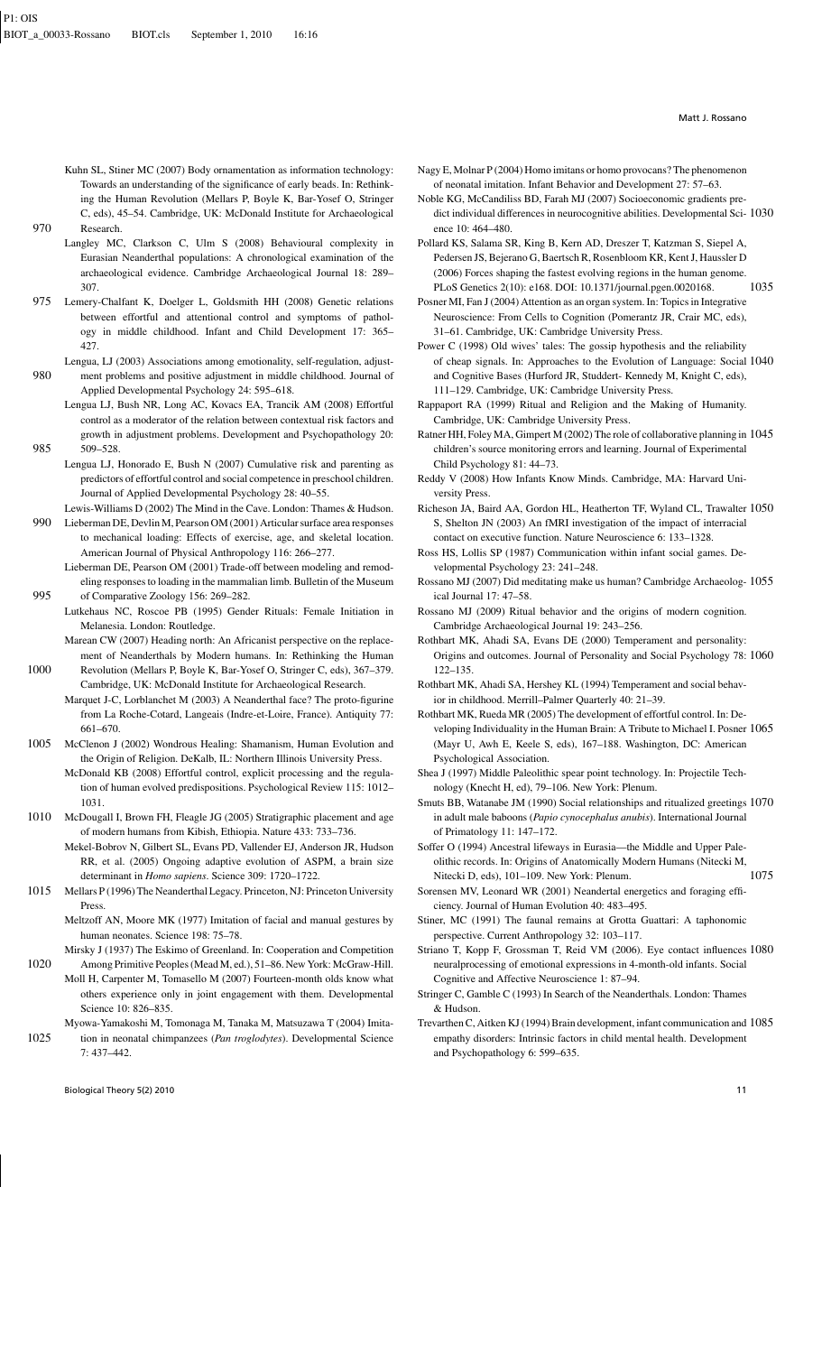Kuhn SL, Stiner MC (2007) Body ornamentation as information technology: Towards an understanding of the significance of early beads. In: Rethinking the Human Revolution (Mellars P, Boyle K, Bar-Yosef O, Stringer C, eds), 45–54. Cambridge, UK: McDonald Institute for Archaeological Research.

Langley MC, Clarkson C, Ulm S (2008) Behavioural complexity in Eurasian Neanderthal populations: A chronological examination of the archaeological evidence. Cambridge Archaeological Journal 18: 289–307.

Lemery-Chalfant K, Doelger L, Goldsmith HH (2008) Genetic relations between effortful and attentional control and symptoms of pathology in middle childhood. Infant and Child Development 17: 365–427.

Lengua, LJ (2003) Associations among emotionality, self-regulation, adjustment problems and positive adjustment in middle childhood. Journal of Applied Developmental Psychology 24: 595–618.

Lengua LJ, Bush NR, Long AC, Kovacs EA, Trancik AM (2008) Effortful control as a moderator of the relation between contextual risk factors and growth in adjustment problems. Development and Psychopathology 20: 509–528.

Lengua LJ, Honorado E, Bush N (2007) Cumulative risk and parenting as predictors of effortful control and social competence in preschool children. Journal of Applied Developmental Psychology 28: 40–55.

Lewis-Williams D (2002) The Mind in the Cave. London: Thames & Hudson.

Lieberman DE, Devlin M, Pearson OM (2001) Articular surface area responses to mechanical loading: Effects of exercise, age, and skeletal location. American Journal of Physical Anthropology 116: 266–277.

Lieberman DE, Pearson OM (2001) Trade-off between modeling and remodeling responses to loading in the mammalian limb. Bulletin of the Museum of Comparative Zoology 156: 269–282.

Lutkehaus NC, Roscoe PB (1995) Gender Rituals: Female Initiation in Melanesia. London: Routledge.

Marean CW (2007) Heading north: An Africanist perspective on the replacement of Neanderthals by Modern humans. In: Rethinking the Human Revolution (Mellars P, Boyle K, Bar-Yosef O, Stringer C, eds), 367–379. Cambridge, UK: McDonald Institute for Archaeological Research.

Marquet J-C, Lorblanchet M (2003) A Neanderthal face? The proto-figurine from La Roche-Cotard, Langeais (Indre-et-Loire, France). Antiquity 77: 661–670.

McClenon J (2002) Wondrous Healing: Shamanism, Human Evolution and the Origin of Religion. DeKalb, IL: Northern Illinois University Press.

McDonald KB (2008) Effortful control, explicit processing and the regulation of human evolved predispositions. Psychological Review 115: 1012–1031.

McDougall I, Brown FH, Fleagle JG (2005) Stratigraphic placement and age of modern humans from Kibish, Ethiopia. Nature 433: 733–736.

Mekel-Bobrov N, Gilbert SL, Evans PD, Vallender EJ, Anderson JR, Hudson RR, et al. (2005) Ongoing adaptive evolution of ASPM, a brain size determinant in *Homo sapiens*. Science 309: 1720–1722.

Mellars P (1996) The Neanderthal Legacy. Princeton, NJ: Princeton University Press.

Meltzoff AN, Moore MK (1977) Imitation of facial and manual gestures by human neonates. Science 198: 75–78.

Mirsky J (1937) The Eskimo of Greenland. In: Cooperation and Competition Among Primitive Peoples (Mead M, ed.), 51–86. New York: McGraw-Hill.

Moll H, Carpenter M, Tomasello M (2007) Fourteen-month olds know what others experience only in joint engagement with them. Developmental Science 10: 826–835.

Myowa-Yamakoshi M, Tomonaga M, Tanaka M, Matsuzawa T (2004) Imitation in neonatal chimpanzees (*Pan troglodytes*). Developmental Science 7: 437–442.

Nagy E, Molnar P (2004) Homo imitans or homo provocans? The phenomenon of neonatal imitation. Infant Behavior and Development 27: 57–63.

Noble KG, McCandiliss BD, Farah MJ (2007) Socioeconomic gradients predict individual differences in neurocognitive abilities. Developmental Science 10: 464–480.

Pollard KS, Salama SR, King B, Kern AD, Dreszer T, Katzman S, Siepel A, Pedersen JS, Bejerano G, Baertsch R, Rosenbloom KR, Kent J, Haussler D (2006) Forces shaping the fastest evolving regions in the human genome. PLoS Genetics 2(10): e168. DOI: 10.1371/journal.pgen.0020168.

Posner MI, Fan J (2004) Attention as an organ system. In: Topics in Integrative Neuroscience: From Cells to Cognition (Pomerantz JR, Crair MC, eds), 31–61. Cambridge, UK: Cambridge University Press.

Power C (1998) Old wives' tales: The gossip hypothesis and the reliability of cheap signals. In: Approaches to the Evolution of Language: Social and Cognitive Bases (Hurford JR, Studdert- Kennedy M, Knight C, eds), 111–129. Cambridge, UK: Cambridge University Press.

Rappaport RA (1999) Ritual and Religion and the Making of Humanity. Cambridge, UK: Cambridge University Press.

Ratner HH, Foley MA, Gimpert M (2002) The role of collaborative planning in children's source monitoring errors and learning. Journal of Experimental Child Psychology 81: 44–73.

Reddy V (2008) How Infants Know Minds. Cambridge, MA: Harvard University Press.

Richeson JA, Baird AA, Gordon HL, Heatherton TF, Wyland CL, Trawalter S, Shelton JN (2003) An fMRI investigation of the impact of interracial contact on executive function. Nature Neuroscience 6: 133–1328.

Ross HS, Lollis SP (1987) Communication within infant social games. Developmental Psychology 23: 241–248.

Rossano MJ (2007) Did meditating make us human? Cambridge Archaeological Journal 17: 47–58.

Rossano MJ (2009) Ritual behavior and the origins of modern cognition. Cambridge Archaeological Journal 19: 243–256.

Rothbart MK, Ahadi SA, Evans DE (2000) Temperament and personality: Origins and outcomes. Journal of Personality and Social Psychology 78: 122–135.

Rothbart MK, Ahadi SA, Hershey KL (1994) Temperament and social behavior in childhood. Merrill–Palmer Quarterly 40: 21–39.

Rothbart MK, Rueda MR (2005) The development of effortful control. In: Developing Individuality in the Human Brain: A Tribute to Michael I. Posner (Mayr U, Awh E, Keele S, eds), 167–188. Washington, DC: American Psychological Association.

Shea J (1997) Middle Paleolithic spear point technology. In: Projectile Technology (Knecht H, ed), 79–106. New York: Plenum.

Smuts BB, Watanabe JM (1990) Social relationships and ritualized greetings in adult male baboons (*Papio cynocephalus anubis*). International Journal of Primatology 11: 147–172.

Soffer O (1994) Ancestral lifeways in Eurasia—the Middle and Upper Paleolithic records. In: Origins of Anatomically Modern Humans (Nitecki M, Nitecki D, eds), 101–109. New York: Plenum.

Sorensen MV, Leonard WR (2001) Neandertal energetics and foraging efficiency. Journal of Human Evolution 40: 483–495.

Stiner, MC (1991) The faunal remains at Grotta Guattari: A taphonomic perspective. Current Anthropology 32: 103–117.

Striano T, Kopp F, Grossman T, Reid VM (2006). Eye contact influences neuralprocessing of emotional expressions in 4-month-old infants. Social Cognitive and Affective Neuroscience 1: 87–94.

Stringer C, Gamble C (1993) In Search of the Neanderthals. London: Thames & Hudson.

Trevarthen C, Aitken KJ (1994) Brain development, infant communication and empathy disorders: Intrinsic factors in child mental health. Development and Psychopathology 6: 599–635.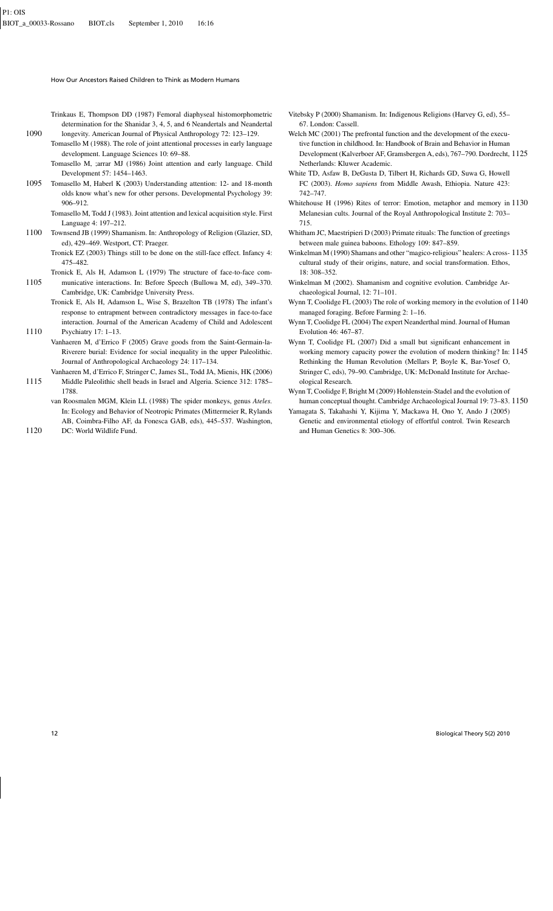Trinkaus E, Thompson DD (1987) Femoral diaphyseal histomorphometric determination for the Shanidar 3, 4, 5, and 6 Neandertals and Neandertal longevity. American Journal of Physical Anthropology 72: 123–129.

Tomasello M (1988). The role of joint attentional processes in early language development. Language Sciences 10: 69–88.

Tomasello M, ;arrar MJ (1986) Joint attention and early language. Child Development 57: 1454–1463.

Tomasello M, Haberl K (2003) Understanding attention: 12- and 18-month olds know what's new for other persons. Developmental Psychology 39: 906–912.

Tomasello M, Todd J (1983). Joint attention and lexical acquisition style. First Language 4: 197–212.

Townsend JB (1999) Shamanism. In: Anthropology of Religion (Glazier, SD, ed), 429–469. Westport, CT: Praeger.

Tronick EZ (2003) Things still to be done on the still-face effect. Infancy 4: 475–482.

Tronick E, Als H, Adamson L (1979) The structure of face-to-face communicative interactions. In: Before Speech (Bullowa M, ed), 349–370. Cambridge, UK: Cambridge University Press.

Tronick E, Als H, Adamson L, Wise S, Brazelton TB (1978) The infant's response to entrapment between contradictory messages in face-to-face interaction. Journal of the American Academy of Child and Adolescent Psychiatry 17: 1–13.

Vanhaeren M, d'Errico F (2005) Grave goods from the Saint-Germain-la-Riverere burial: Evidence for social inequality in the upper Paleolithic. Journal of Anthropological Archaeology 24: 117–134.

Vanhaeren M, d'Errico F, Stringer C, James SL, Todd JA, Mienis, HK (2006) Middle Paleolithic shell beads in Israel and Algeria. Science 312: 1785–1788.

van Roosmalen MGM, Klein LL (1988) The spider monkeys, genus *Ateles*. In: Ecology and Behavior of Neotropic Primates (Mittermeier R, Rylands AB, Coimbra-Filho AF, da Fonesca GAB, eds), 445–537. Washington, DC: World Wildlife Fund.

Vitebsky P (2000) Shamanism. In: Indigenous Religions (Harvey G, ed), 55–67. London: Cassell.

Welch MC (2001) The prefrontal function and the development of the executive function in childhood. In: Handbook of Brain and Behavior in Human Development (Kalverboer AF, Gramsbergen A, eds), 767–790. Dordrecht, Netherlands: Kluwer Academic.

White TD, Asfaw B, DeGusta D, Tilbert H, Richards GD, Suwa G, Howell FC (2003). *Homo sapiens* from Middle Awash, Ethiopia. Nature 423: 742–747.

Whitehouse H (1996) Rites of terror: Emotion, metaphor and memory in Melanesian cults. Journal of the Royal Anthropological Institute 2: 703–715.

Whitham JC, Maestripieri D (2003) Primate rituals: The function of greetings between male guinea baboons. Ethology 109: 847–859.

Winkelman M (1990) Shamans and other "magico-religious" healers: A cross-cultural study of their origins, nature, and social transformation. Ethos, 18: 308–352.

Winkelman M (2002). Shamanism and cognitive evolution. Cambridge Archaeological Journal, 12: 71–101.

Wynn T, Coolidge FL (2003) The role of working memory in the evolution of managed foraging. Before Farming 2: 1–16.

Wynn T, Coolidge FL (2004) The expert Neanderthal mind. Journal of Human Evolution 46: 467–87.

Wynn T, Coolidge FL (2007) Did a small but significant enhancement in working memory capacity power the evolution of modern thinking? In: Rethinking the Human Revolution (Mellars P, Boyle K, Bar-Yosef O, Stringer C, eds), 79–90. Cambridge, UK: McDonald Institute for Archaeological Research.

Wynn T, Coolidge F, Bright M (2009) Hohlenstein-Stadel and the evolution of human conceptual thought. Cambridge Archaeological Journal 19: 73–83.

Yamagata S, Takahashi Y, Kijima Y, Mackawa H, Ono Y, Ando J (2005) Genetic and environmental etiology of effortful control. Twin Research and Human Genetics 8: 300–306.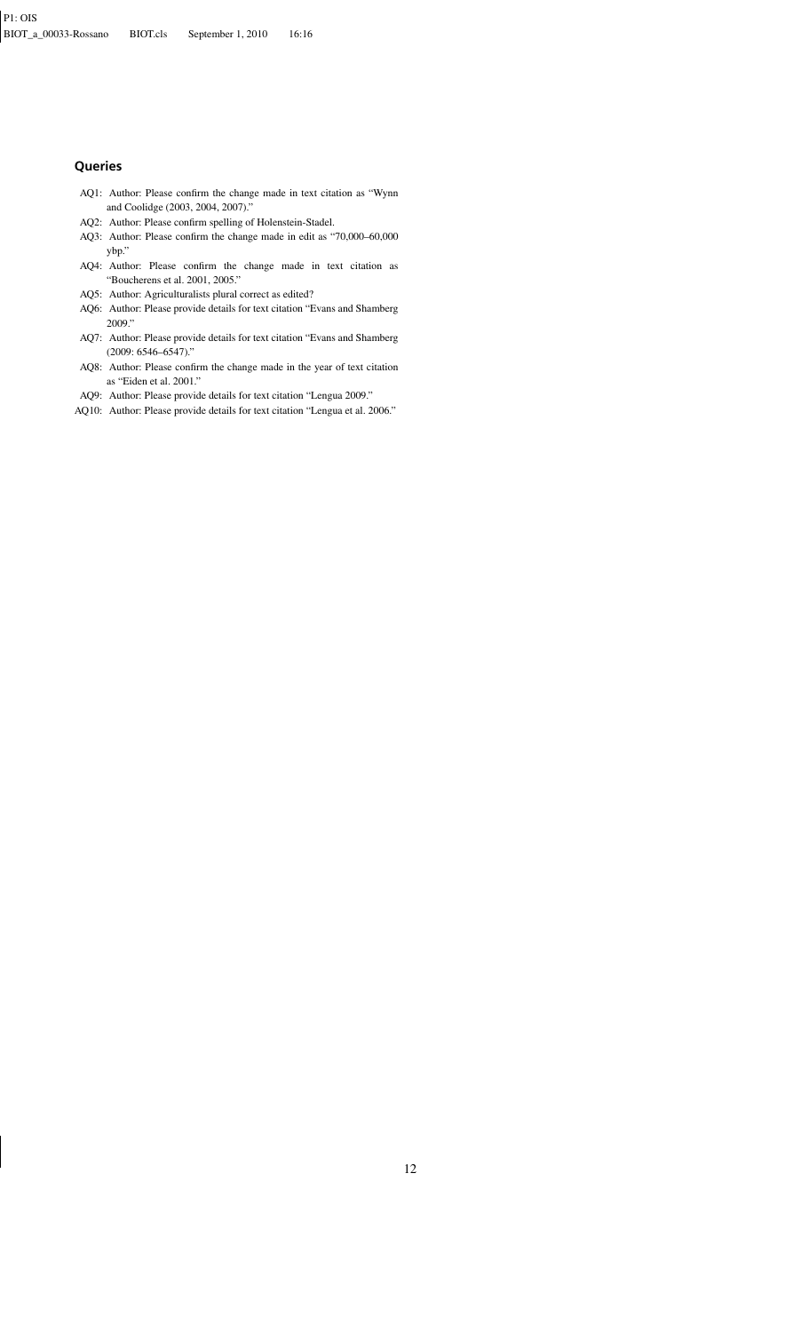## Queries

- AQ1: Author: Please confirm the change made in text citation as "Wynn and Coolidge (2003, 2004, 2007)."
- AQ2: Author: Please confirm spelling of Holenstein-Stadel.
- AQ3: Author: Please confirm the change made in edit as "70,000–60,000 ybp."
- AQ4: Author: Please confirm the change made in text citation as "Boucherens et al. 2001, 2005."
- AQ5: Author: Agriculturalists plural correct as edited?
- AQ6: Author: Please provide details for text citation "Evans and Shamberg 2009."
- AQ7: Author: Please provide details for text citation "Evans and Shamberg (2009: 6546–6547)."
- AQ8: Author: Please confirm the change made in the year of text citation as "Eiden et al. 2001."
- AQ9: Author: Please provide details for text citation "Lengua 2009."
- AQ10: Author: Please provide details for text citation "Lengua et al. 2006."